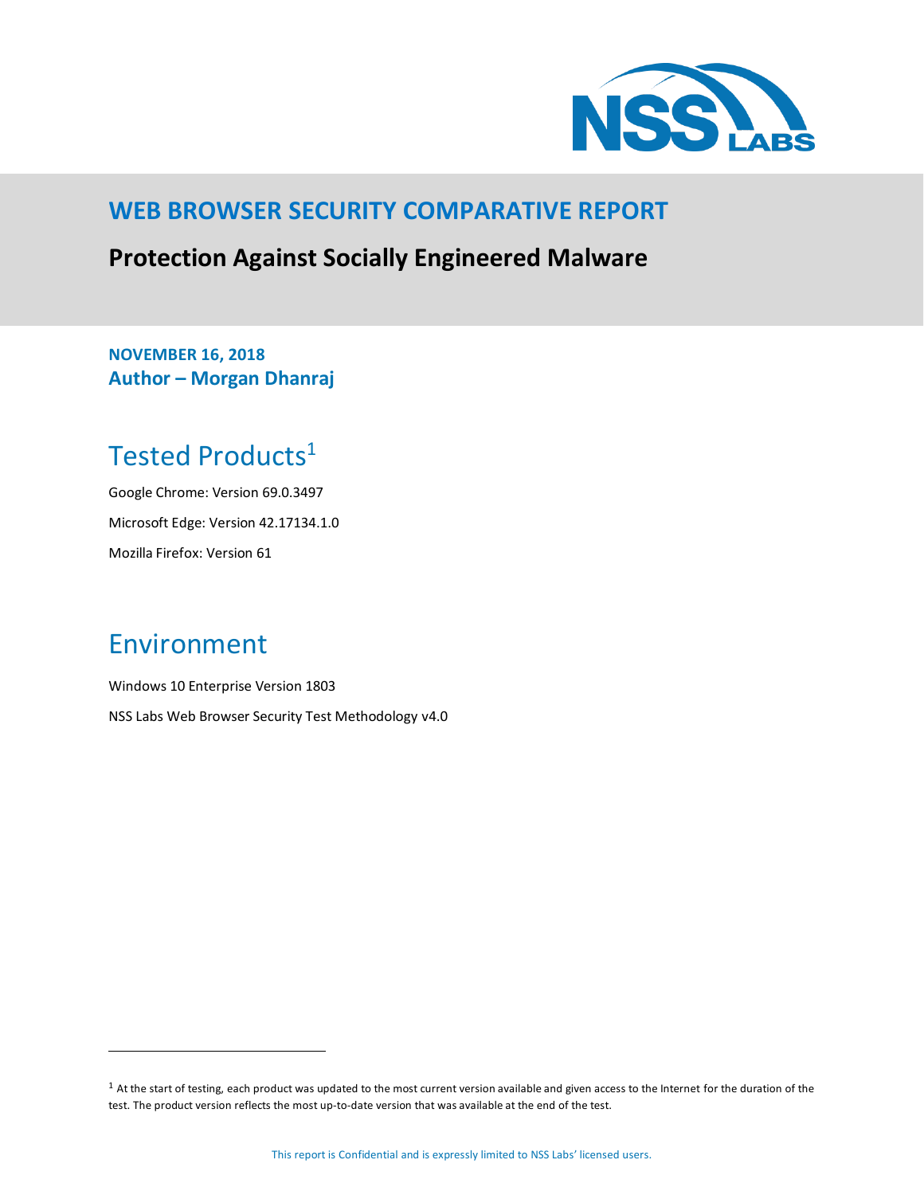# WEB BROWSER SECURITY COMPARATIVE REPORT

## Protection Against Socially Engineered Malware

**NOVEMBER 16, 2018**
**Author – Morgan Dhanraj**

## Tested Products[1]

Google Chrome: Version 69.0.3497

Microsoft Edge: Version 42.17134.1.0

Mozilla Firefox: Version 61

## Environment

Windows 10 Enterprise Version 1803

NSS Labs Web Browser Security Test Methodology v4.0

[1] At the start of testing, each product was updated to the most current version available and given access to the Internet for the duration of the test. The product version reflects the most up-to-date version that was available at the end of the test.

This report is Confidential and is expressly limited to NSS Labs' licensed users.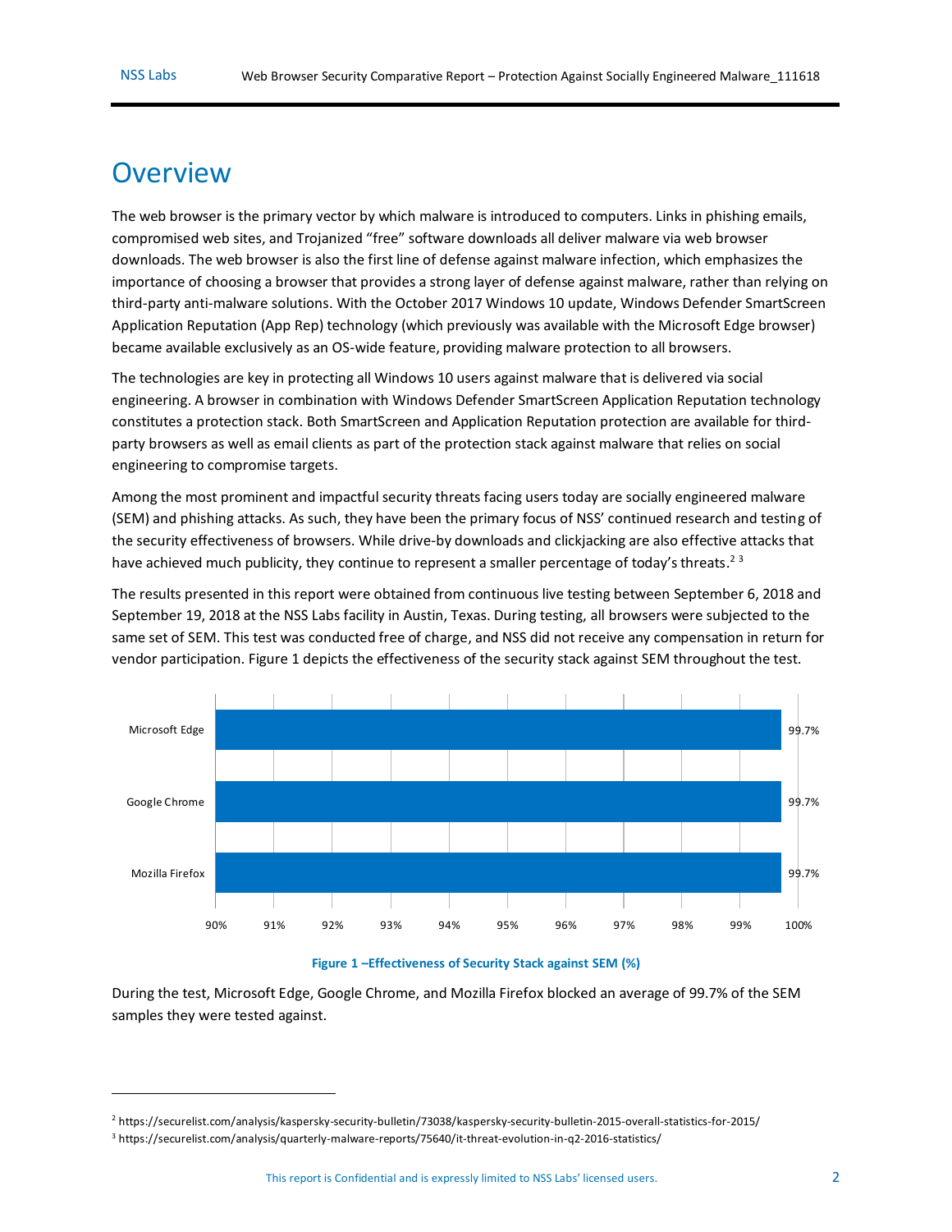# Overview

The web browser is the primary vector by which malware is introduced to computers. Links in phishing emails, compromised web sites, and Trojanized "free" software downloads all deliver malware via web browser downloads. The web browser is also the first line of defense against malware infection, which emphasizes the importance of choosing a browser that provides a strong layer of defense against malware, rather than relying on third-party anti-malware solutions. With the October 2017 Windows 10 update, Windows Defender SmartScreen Application Reputation (App Rep) technology (which previously was available with the Microsoft Edge browser) became available exclusively as an OS-wide feature, providing malware protection to all browsers.

The technologies are key in protecting all Windows 10 users against malware that is delivered via social engineering. A browser in combination with Windows Defender SmartScreen Application Reputation technology constitutes a protection stack. Both SmartScreen and Application Reputation protection are available for third-party browsers as well as email clients as part of the protection stack against malware that relies on social engineering to compromise targets.

Among the most prominent and impactful security threats facing users today are socially engineered malware (SEM) and phishing attacks. As such, they have been the primary focus of NSS' continued research and testing of the security effectiveness of browsers. While drive-by downloads and clickjacking are also effective attacks that have achieved much publicity, they continue to represent a smaller percentage of today's threats.[2] [3]

The results presented in this report were obtained from continuous live testing between September 6, 2018 and September 19, 2018 at the NSS Labs facility in Austin, Texas. During testing, all browsers were subjected to the same set of SEM. This test was conducted free of charge, and NSS did not receive any compensation in return for vendor participation. Figure 1 depicts the effectiveness of the security stack against SEM throughout the test.

| Browser | Effectiveness |
|---|---|
| Microsoft Edge | 99.7% |
| Google Chrome | 99.7% |
| Mozilla Firefox | 99.7% |

**Figure 1 –Effectiveness of Security Stack against SEM (%)**

During the test, Microsoft Edge, Google Chrome, and Mozilla Firefox blocked an average of 99.7% of the SEM samples they were tested against.

---

[2] https://securelist.com/analysis/kaspersky-security-bulletin/73038/kaspersky-security-bulletin-2015-overall-statistics-for-2015/

[3] https://securelist.com/analysis/quarterly-malware-reports/75640/it-threat-evolution-in-q2-2016-statistics/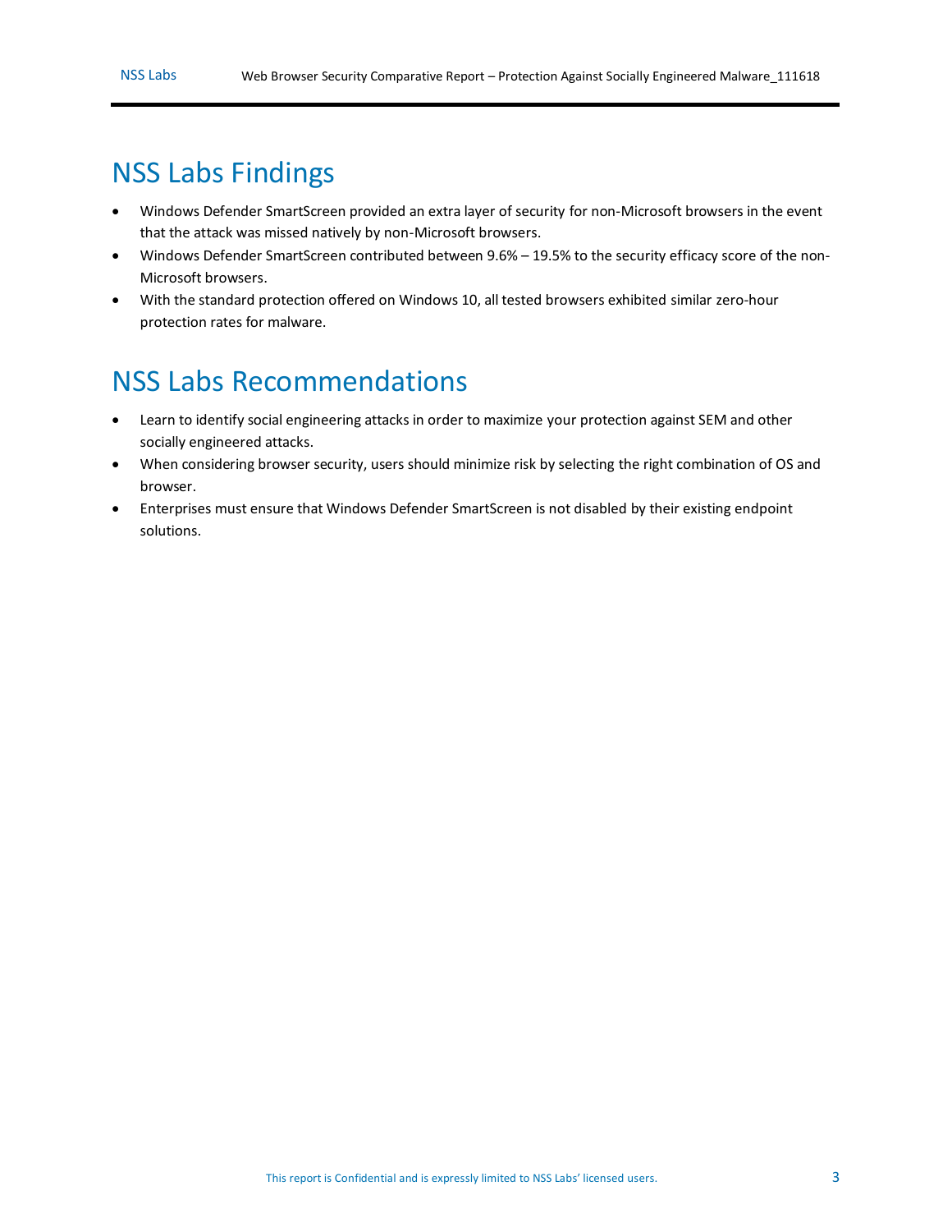## NSS Labs Findings

- Windows Defender SmartScreen provided an extra layer of security for non-Microsoft browsers in the event that the attack was missed natively by non-Microsoft browsers.
- Windows Defender SmartScreen contributed between 9.6% – 19.5% to the security efficacy score of the non-Microsoft browsers.
- With the standard protection offered on Windows 10, all tested browsers exhibited similar zero-hour protection rates for malware.

## NSS Labs Recommendations

- Learn to identify social engineering attacks in order to maximize your protection against SEM and other socially engineered attacks.
- When considering browser security, users should minimize risk by selecting the right combination of OS and browser.
- Enterprises must ensure that Windows Defender SmartScreen is not disabled by their existing endpoint solutions.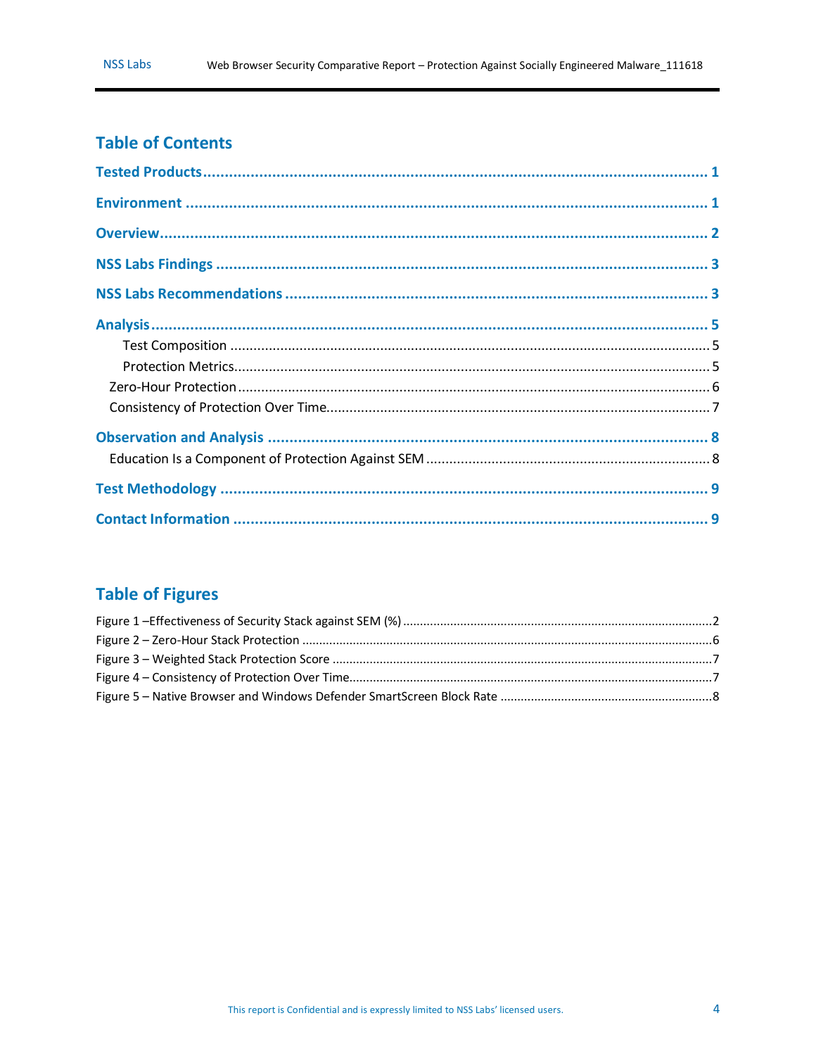## Table of Contents

**Tested Products** .......... 1

**Environment** .......... 1

**Overview** .......... 2

**NSS Labs Findings** .......... 3

**NSS Labs Recommendations** .......... 3

**Analysis** .......... 5

- Test Composition .......... 5
- Protection Metrics .......... 5

Zero-Hour Protection .......... 6

Consistency of Protection Over Time .......... 7

**Observation and Analysis** .......... 8

Education Is a Component of Protection Against SEM .......... 8

**Test Methodology** .......... 9

**Contact Information** .......... 9

## Table of Figures

Figure 1 –Effectiveness of Security Stack against SEM (%) .......... 2
Figure 2 – Zero-Hour Stack Protection .......... 6
Figure 3 – Weighted Stack Protection Score .......... 7
Figure 4 – Consistency of Protection Over Time .......... 7
Figure 5 – Native Browser and Windows Defender SmartScreen Block Rate .......... 8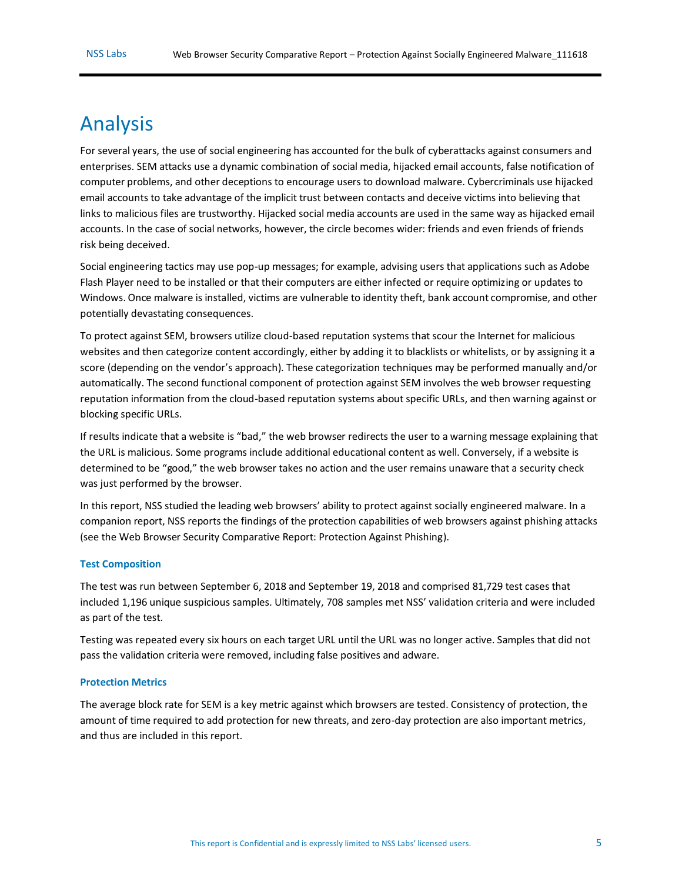# Analysis

For several years, the use of social engineering has accounted for the bulk of cyberattacks against consumers and enterprises. SEM attacks use a dynamic combination of social media, hijacked email accounts, false notification of computer problems, and other deceptions to encourage users to download malware. Cybercriminals use hijacked email accounts to take advantage of the implicit trust between contacts and deceive victims into believing that links to malicious files are trustworthy. Hijacked social media accounts are used in the same way as hijacked email accounts. In the case of social networks, however, the circle becomes wider: friends and even friends of friends risk being deceived.

Social engineering tactics may use pop-up messages; for example, advising users that applications such as Adobe Flash Player need to be installed or that their computers are either infected or require optimizing or updates to Windows. Once malware is installed, victims are vulnerable to identity theft, bank account compromise, and other potentially devastating consequences.

To protect against SEM, browsers utilize cloud-based reputation systems that scour the Internet for malicious websites and then categorize content accordingly, either by adding it to blacklists or whitelists, or by assigning it a score (depending on the vendor's approach). These categorization techniques may be performed manually and/or automatically. The second functional component of protection against SEM involves the web browser requesting reputation information from the cloud-based reputation systems about specific URLs, and then warning against or blocking specific URLs.

If results indicate that a website is "bad," the web browser redirects the user to a warning message explaining that the URL is malicious. Some programs include additional educational content as well. Conversely, if a website is determined to be "good," the web browser takes no action and the user remains unaware that a security check was just performed by the browser.

In this report, NSS studied the leading web browsers' ability to protect against socially engineered malware. In a companion report, NSS reports the findings of the protection capabilities of web browsers against phishing attacks (see the Web Browser Security Comparative Report: Protection Against Phishing).

### Test Composition

The test was run between September 6, 2018 and September 19, 2018 and comprised 81,729 test cases that included 1,196 unique suspicious samples. Ultimately, 708 samples met NSS' validation criteria and were included as part of the test.

Testing was repeated every six hours on each target URL until the URL was no longer active. Samples that did not pass the validation criteria were removed, including false positives and adware.

### Protection Metrics

The average block rate for SEM is a key metric against which browsers are tested. Consistency of protection, the amount of time required to add protection for new threats, and zero-day protection are also important metrics, and thus are included in this report.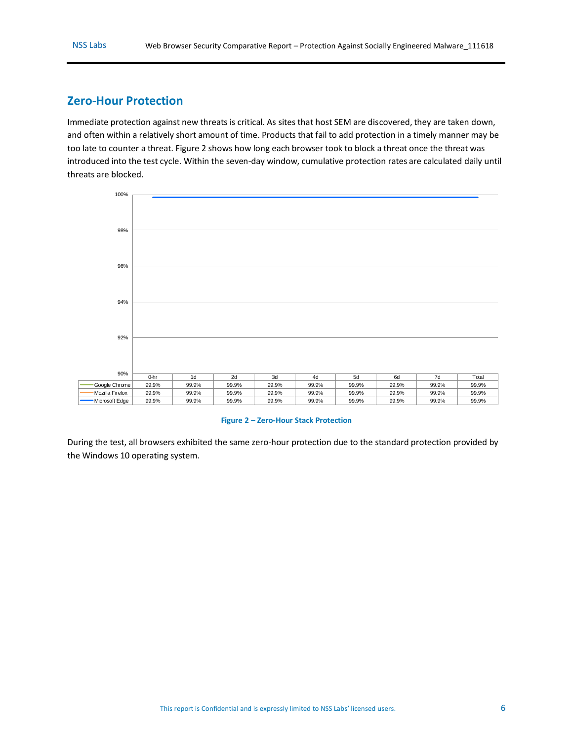## Zero-Hour Protection

Immediate protection against new threats is critical. As sites that host SEM are discovered, they are taken down, and often within a relatively short amount of time. Products that fail to add protection in a timely manner may be too late to counter a threat. Figure 2 shows how long each browser took to block a threat once the threat was introduced into the test cycle. Within the seven-day window, cumulative protection rates are calculated daily until threats are blocked.

| | 0-hr | 1d | 2d | 3d | 4d | 5d | 6d | 7d | Total |
|---|---|---|---|---|---|---|---|---|---|
| Google Chrome | 99.9% | 99.9% | 99.9% | 99.9% | 99.9% | 99.9% | 99.9% | 99.9% | 99.9% |
| Mozilla Firefox | 99.9% | 99.9% | 99.9% | 99.9% | 99.9% | 99.9% | 99.9% | 99.9% | 99.9% |
| Microsoft Edge | 99.9% | 99.9% | 99.9% | 99.9% | 99.9% | 99.9% | 99.9% | 99.9% | 99.9% |

**Figure 2 – Zero-Hour Stack Protection**

During the test, all browsers exhibited the same zero-hour protection due to the standard protection provided by the Windows 10 operating system.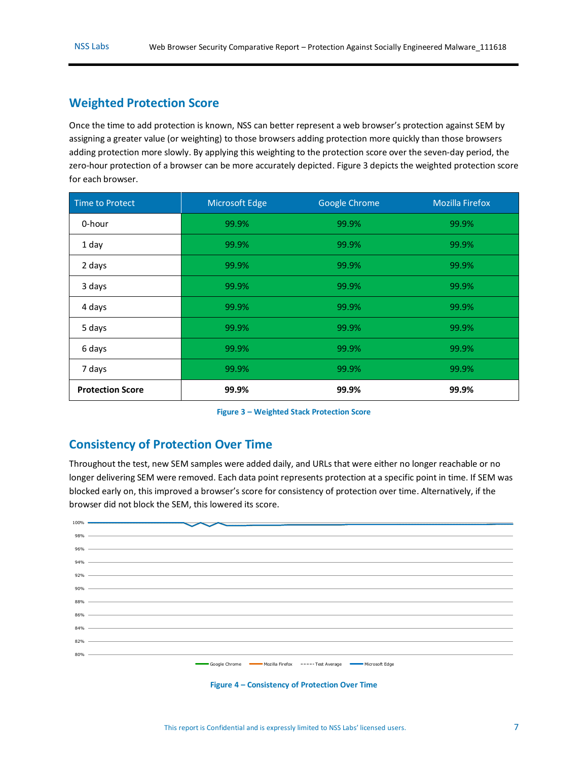## Weighted Protection Score

Once the time to add protection is known, NSS can better represent a web browser's protection against SEM by assigning a greater value (or weighting) to those browsers adding protection more quickly than those browsers adding protection more slowly. By applying this weighting to the protection score over the seven-day period, the zero-hour protection of a browser can be more accurately depicted. Figure 3 depicts the weighted protection score for each browser.

| Time to Protect | Microsoft Edge | Google Chrome | Mozilla Firefox |
|---|---|---|---|
| 0-hour | 99.9% | 99.9% | 99.9% |
| 1 day | 99.9% | 99.9% | 99.9% |
| 2 days | 99.9% | 99.9% | 99.9% |
| 3 days | 99.9% | 99.9% | 99.9% |
| 4 days | 99.9% | 99.9% | 99.9% |
| 5 days | 99.9% | 99.9% | 99.9% |
| 6 days | 99.9% | 99.9% | 99.9% |
| 7 days | 99.9% | 99.9% | 99.9% |
| **Protection Score** | **99.9%** | **99.9%** | **99.9%** |

**Figure 3 – Weighted Stack Protection Score**

## Consistency of Protection Over Time

Throughout the test, new SEM samples were added daily, and URLs that were either no longer reachable or no longer delivering SEM were removed. Each data point represents protection at a specific point in time. If SEM was blocked early on, this improved a browser's score for consistency of protection over time. Alternatively, if the browser did not block the SEM, this lowered its score.

**Figure 4 – Consistency of Protection Over Time**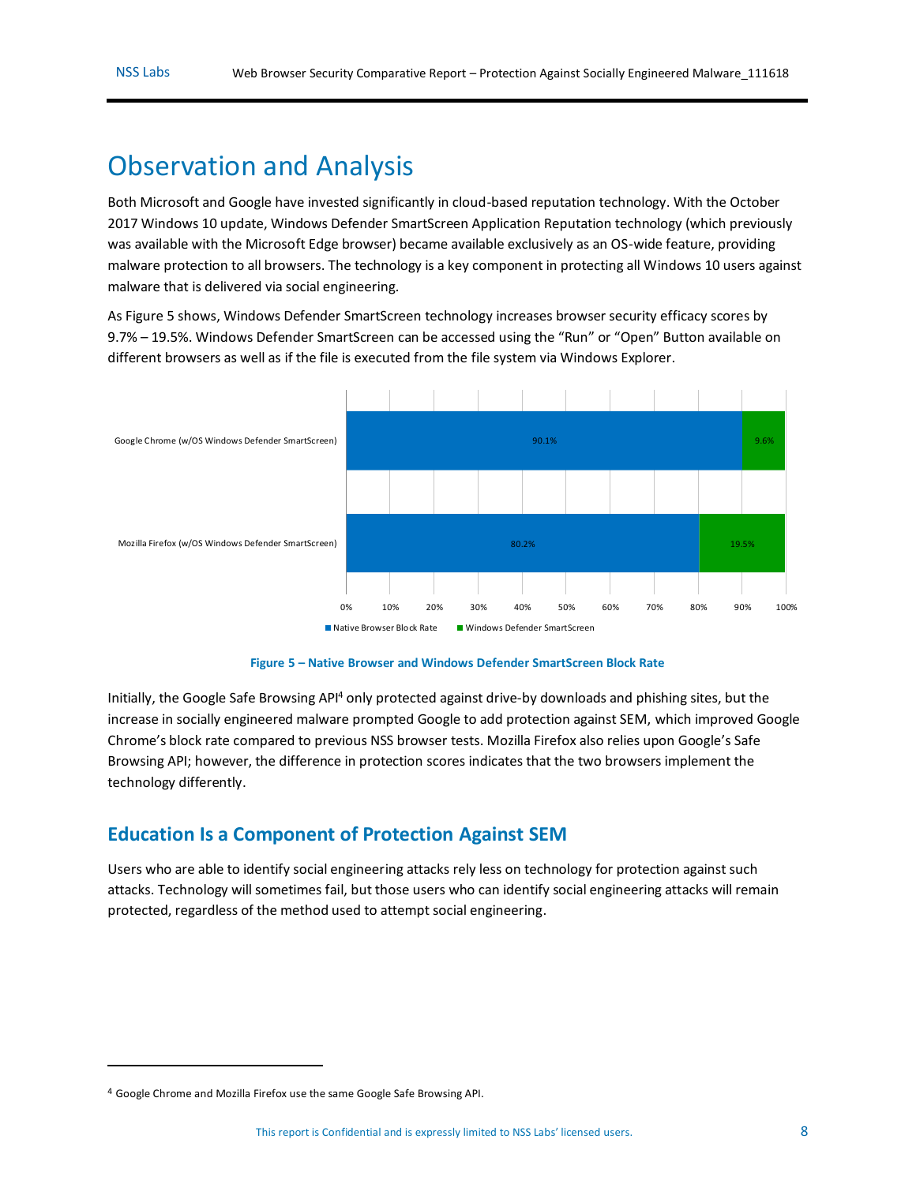# Observation and Analysis

Both Microsoft and Google have invested significantly in cloud-based reputation technology. With the October 2017 Windows 10 update, Windows Defender SmartScreen Application Reputation technology (which previously was available with the Microsoft Edge browser) became available exclusively as an OS-wide feature, providing malware protection to all browsers. The technology is a key component in protecting all Windows 10 users against malware that is delivered via social engineering.

As Figure 5 shows, Windows Defender SmartScreen technology increases browser security efficacy scores by 9.7% – 19.5%. Windows Defender SmartScreen can be accessed using the "Run" or "Open" Button available on different browsers as well as if the file is executed from the file system via Windows Explorer.

| | Native Browser Block Rate | Windows Defender SmartScreen |
|---|---|---|
| Google Chrome (w/OS Windows Defender SmartScreen) | 90.1% | 9.6% |
| Mozilla Firefox (w/OS Windows Defender SmartScreen) | 80.2% | 19.5% |

**Figure 5 – Native Browser and Windows Defender SmartScreen Block Rate**

Initially, the Google Safe Browsing API[4] only protected against drive-by downloads and phishing sites, but the increase in socially engineered malware prompted Google to add protection against SEM, which improved Google Chrome's block rate compared to previous NSS browser tests. Mozilla Firefox also relies upon Google's Safe Browsing API; however, the difference in protection scores indicates that the two browsers implement the technology differently.

## Education Is a Component of Protection Against SEM

Users who are able to identify social engineering attacks rely less on technology for protection against such attacks. Technology will sometimes fail, but those users who can identify social engineering attacks will remain protected, regardless of the method used to attempt social engineering.

[4] Google Chrome and Mozilla Firefox use the same Google Safe Browsing API.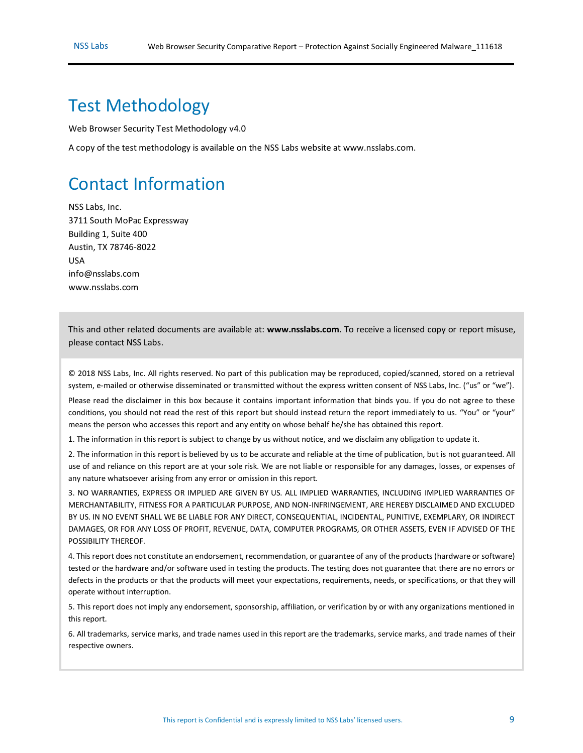# Test Methodology

Web Browser Security Test Methodology v4.0

A copy of the test methodology is available on the NSS Labs website at www.nsslabs.com.

# Contact Information

NSS Labs, Inc.
3711 South MoPac Expressway
Building 1, Suite 400
Austin, TX 78746-8022
USA
info@nsslabs.com
www.nsslabs.com

This and other related documents are available at: **www.nsslabs.com**. To receive a licensed copy or report misuse, please contact NSS Labs.

© 2018 NSS Labs, Inc. All rights reserved. No part of this publication may be reproduced, copied/scanned, stored on a retrieval system, e-mailed or otherwise disseminated or transmitted without the express written consent of NSS Labs, Inc. ("us" or "we").

Please read the disclaimer in this box because it contains important information that binds you. If you do not agree to these conditions, you should not read the rest of this report but should instead return the report immediately to us. "You" or "your" means the person who accesses this report and any entity on whose behalf he/she has obtained this report.

1. The information in this report is subject to change by us without notice, and we disclaim any obligation to update it.

2. The information in this report is believed by us to be accurate and reliable at the time of publication, but is not guaranteed. All use of and reliance on this report are at your sole risk. We are not liable or responsible for any damages, losses, or expenses of any nature whatsoever arising from any error or omission in this report.

3. NO WARRANTIES, EXPRESS OR IMPLIED ARE GIVEN BY US. ALL IMPLIED WARRANTIES, INCLUDING IMPLIED WARRANTIES OF MERCHANTABILITY, FITNESS FOR A PARTICULAR PURPOSE, AND NON-INFRINGEMENT, ARE HEREBY DISCLAIMED AND EXCLUDED BY US. IN NO EVENT SHALL WE BE LIABLE FOR ANY DIRECT, CONSEQUENTIAL, INCIDENTAL, PUNITIVE, EXEMPLARY, OR INDIRECT DAMAGES, OR FOR ANY LOSS OF PROFIT, REVENUE, DATA, COMPUTER PROGRAMS, OR OTHER ASSETS, EVEN IF ADVISED OF THE POSSIBILITY THEREOF.

4. This report does not constitute an endorsement, recommendation, or guarantee of any of the products (hardware or software) tested or the hardware and/or software used in testing the products. The testing does not guarantee that there are no errors or defects in the products or that the products will meet your expectations, requirements, needs, or specifications, or that they will operate without interruption.

5. This report does not imply any endorsement, sponsorship, affiliation, or verification by or with any organizations mentioned in this report.

6. All trademarks, service marks, and trade names used in this report are the trademarks, service marks, and trade names of their respective owners.